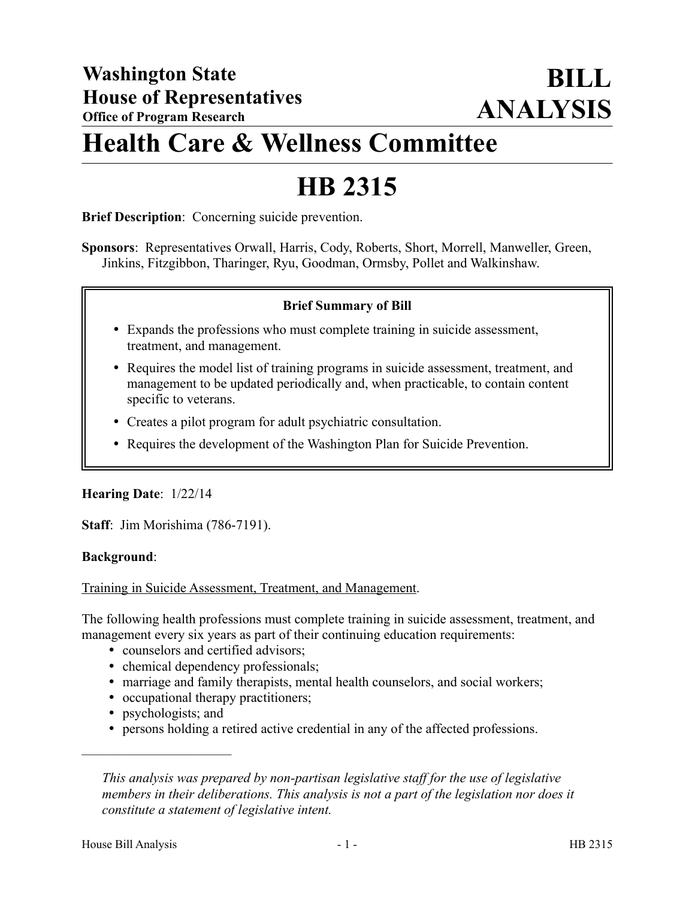**Washington State House of Representatives**
**Office of Program Research**

# BILL ANALYSIS

# Health Care & Wellness Committee

# HB 2315

**Brief Description**: Concerning suicide prevention.

**Sponsors**: Representatives Orwall, Harris, Cody, Roberts, Short, Morrell, Manweller, Green, Jinkins, Fitzgibbon, Tharinger, Ryu, Goodman, Ormsby, Pollet and Walkinshaw.

**Brief Summary of Bill**

- Expands the professions who must complete training in suicide assessment, treatment, and management.
- Requires the model list of training programs in suicide assessment, treatment, and management to be updated periodically and, when practicable, to contain content specific to veterans.
- Creates a pilot program for adult psychiatric consultation.
- Requires the development of the Washington Plan for Suicide Prevention.

**Hearing Date**: 1/22/14

**Staff**: Jim Morishima (786-7191).

**Background**:

Training in Suicide Assessment, Treatment, and Management.

The following health professions must complete training in suicide assessment, treatment, and management every six years as part of their continuing education requirements:

- counselors and certified advisors;
- chemical dependency professionals;
- marriage and family therapists, mental health counselors, and social workers;
- occupational therapy practitioners;
- psychologists; and
- persons holding a retired active credential in any of the affected professions.

---

*This analysis was prepared by non-partisan legislative staff for the use of legislative members in their deliberations. This analysis is not a part of the legislation nor does it constitute a statement of legislative intent.*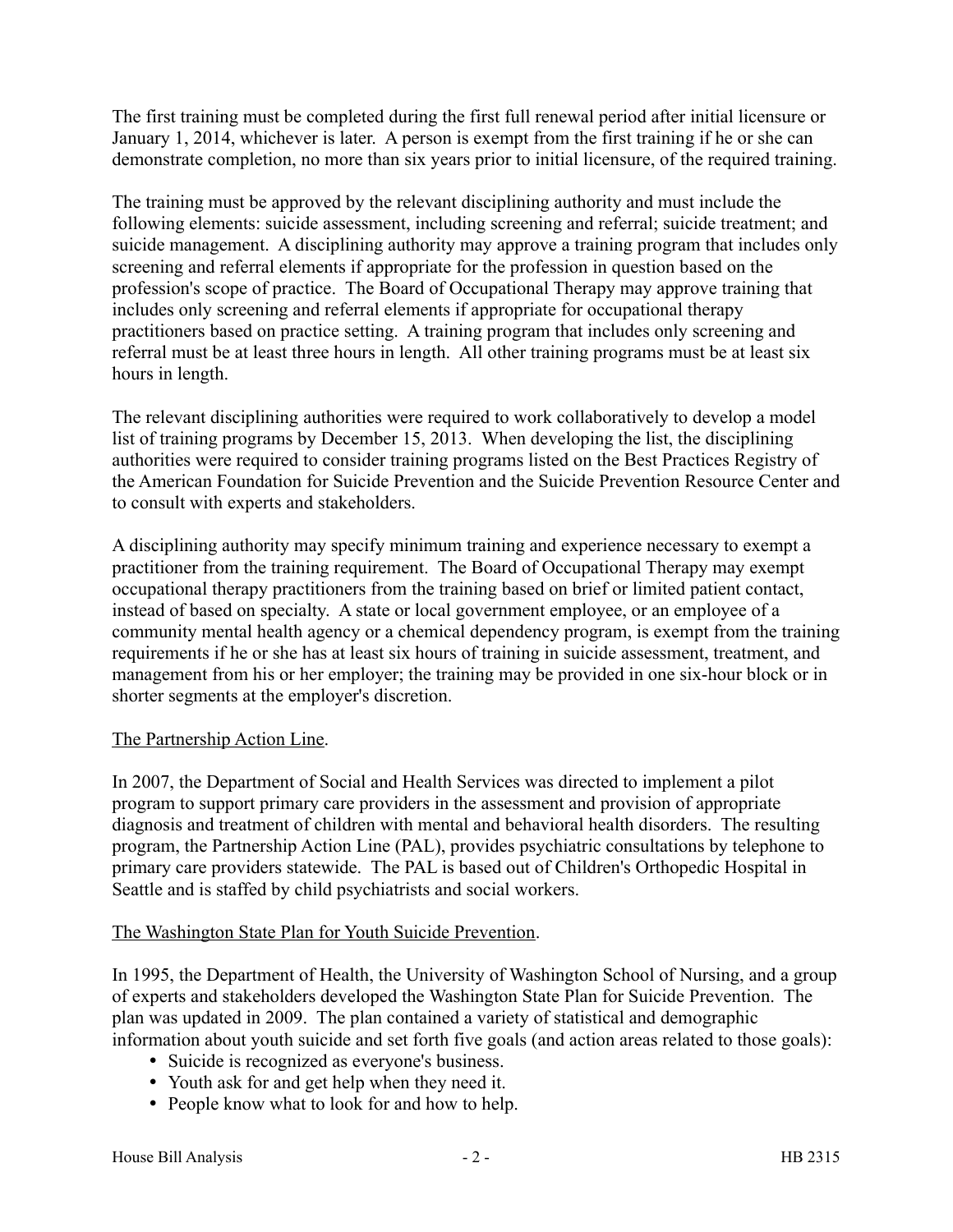The first training must be completed during the first full renewal period after initial licensure or January 1, 2014, whichever is later. A person is exempt from the first training if he or she can demonstrate completion, no more than six years prior to initial licensure, of the required training.

The training must be approved by the relevant disciplining authority and must include the following elements: suicide assessment, including screening and referral; suicide treatment; and suicide management. A disciplining authority may approve a training program that includes only screening and referral elements if appropriate for the profession in question based on the profession's scope of practice. The Board of Occupational Therapy may approve training that includes only screening and referral elements if appropriate for occupational therapy practitioners based on practice setting. A training program that includes only screening and referral must be at least three hours in length. All other training programs must be at least six hours in length.

The relevant disciplining authorities were required to work collaboratively to develop a model list of training programs by December 15, 2013. When developing the list, the disciplining authorities were required to consider training programs listed on the Best Practices Registry of the American Foundation for Suicide Prevention and the Suicide Prevention Resource Center and to consult with experts and stakeholders.

A disciplining authority may specify minimum training and experience necessary to exempt a practitioner from the training requirement. The Board of Occupational Therapy may exempt occupational therapy practitioners from the training based on brief or limited patient contact, instead of based on specialty. A state or local government employee, or an employee of a community mental health agency or a chemical dependency program, is exempt from the training requirements if he or she has at least six hours of training in suicide assessment, treatment, and management from his or her employer; the training may be provided in one six-hour block or in shorter segments at the employer's discretion.

<u>The Partnership Action Line</u>.

In 2007, the Department of Social and Health Services was directed to implement a pilot program to support primary care providers in the assessment and provision of appropriate diagnosis and treatment of children with mental and behavioral health disorders. The resulting program, the Partnership Action Line (PAL), provides psychiatric consultations by telephone to primary care providers statewide. The PAL is based out of Children's Orthopedic Hospital in Seattle and is staffed by child psychiatrists and social workers.

<u>The Washington State Plan for Youth Suicide Prevention</u>.

In 1995, the Department of Health, the University of Washington School of Nursing, and a group of experts and stakeholders developed the Washington State Plan for Suicide Prevention. The plan was updated in 2009. The plan contained a variety of statistical and demographic information about youth suicide and set forth five goals (and action areas related to those goals):

- Suicide is recognized as everyone's business.
- Youth ask for and get help when they need it.
- People know what to look for and how to help.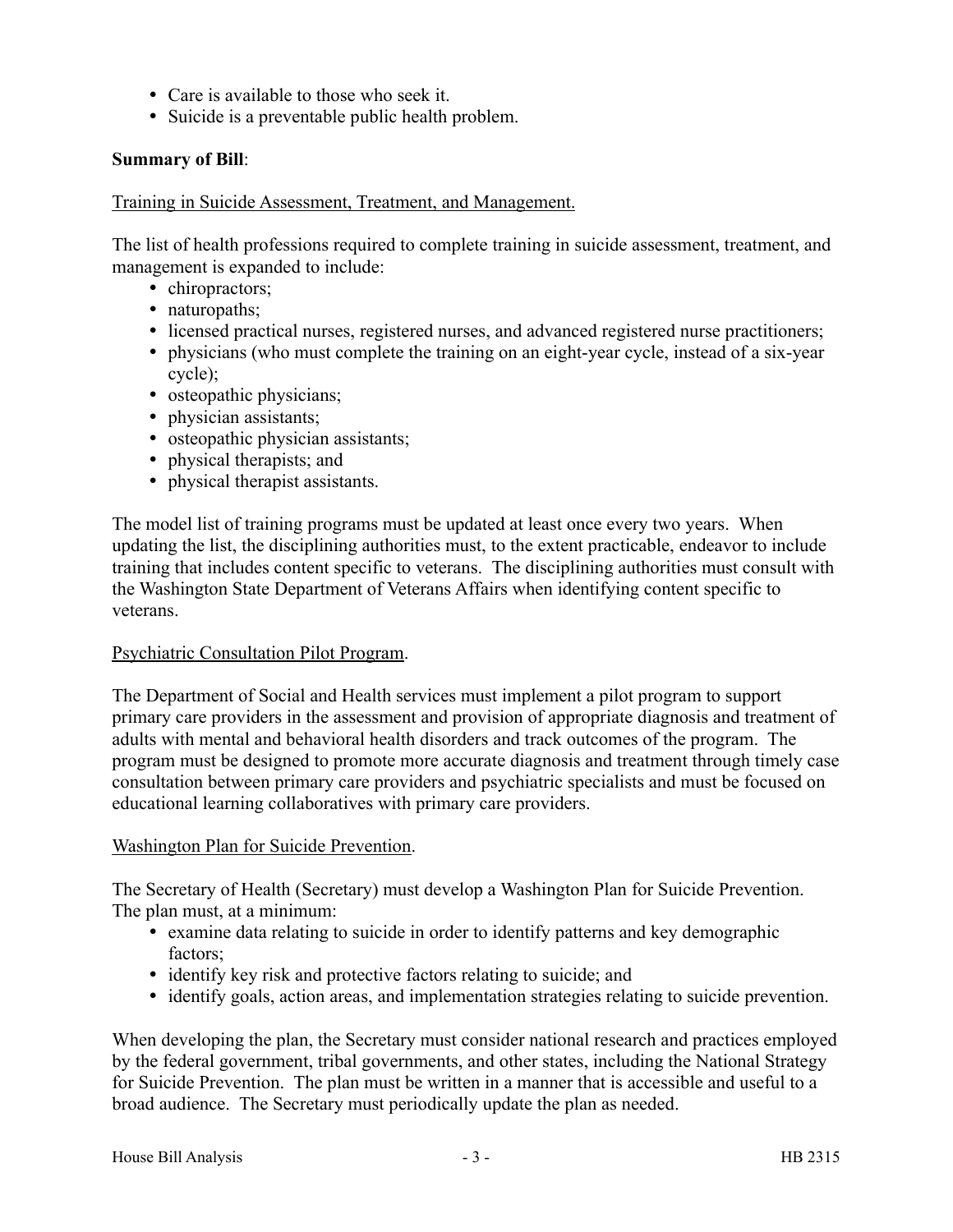- Care is available to those who seek it.
- Suicide is a preventable public health problem.

**Summary of Bill**:

Training in Suicide Assessment, Treatment, and Management.

The list of health professions required to complete training in suicide assessment, treatment, and management is expanded to include:

- chiropractors;
- naturopaths;
- licensed practical nurses, registered nurses, and advanced registered nurse practitioners;
- physicians (who must complete the training on an eight-year cycle, instead of a six-year cycle);
- osteopathic physicians;
- physician assistants;
- osteopathic physician assistants;
- physical therapists; and
- physical therapist assistants.

The model list of training programs must be updated at least once every two years. When updating the list, the disciplining authorities must, to the extent practicable, endeavor to include training that includes content specific to veterans. The disciplining authorities must consult with the Washington State Department of Veterans Affairs when identifying content specific to veterans.

Psychiatric Consultation Pilot Program.

The Department of Social and Health services must implement a pilot program to support primary care providers in the assessment and provision of appropriate diagnosis and treatment of adults with mental and behavioral health disorders and track outcomes of the program. The program must be designed to promote more accurate diagnosis and treatment through timely case consultation between primary care providers and psychiatric specialists and must be focused on educational learning collaboratives with primary care providers.

Washington Plan for Suicide Prevention.

The Secretary of Health (Secretary) must develop a Washington Plan for Suicide Prevention. The plan must, at a minimum:

- examine data relating to suicide in order to identify patterns and key demographic factors;
- identify key risk and protective factors relating to suicide; and
- identify goals, action areas, and implementation strategies relating to suicide prevention.

When developing the plan, the Secretary must consider national research and practices employed by the federal government, tribal governments, and other states, including the National Strategy for Suicide Prevention. The plan must be written in a manner that is accessible and useful to a broad audience. The Secretary must periodically update the plan as needed.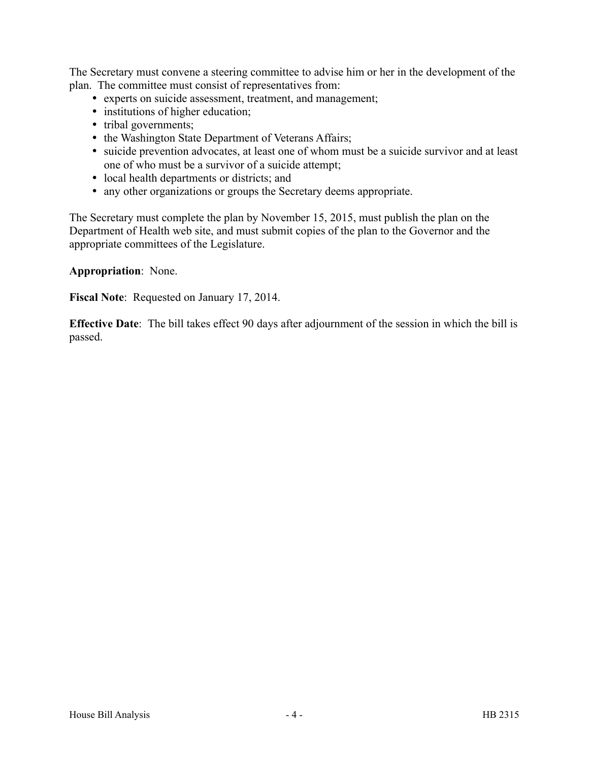The Secretary must convene a steering committee to advise him or her in the development of the plan. The committee must consist of representatives from:

- experts on suicide assessment, treatment, and management;
- institutions of higher education;
- tribal governments;
- the Washington State Department of Veterans Affairs;
- suicide prevention advocates, at least one of whom must be a suicide survivor and at least one of who must be a survivor of a suicide attempt;
- local health departments or districts; and
- any other organizations or groups the Secretary deems appropriate.

The Secretary must complete the plan by November 15, 2015, must publish the plan on the Department of Health web site, and must submit copies of the plan to the Governor and the appropriate committees of the Legislature.

**Appropriation**: None.

**Fiscal Note**: Requested on January 17, 2014.

**Effective Date**: The bill takes effect 90 days after adjournment of the session in which the bill is passed.